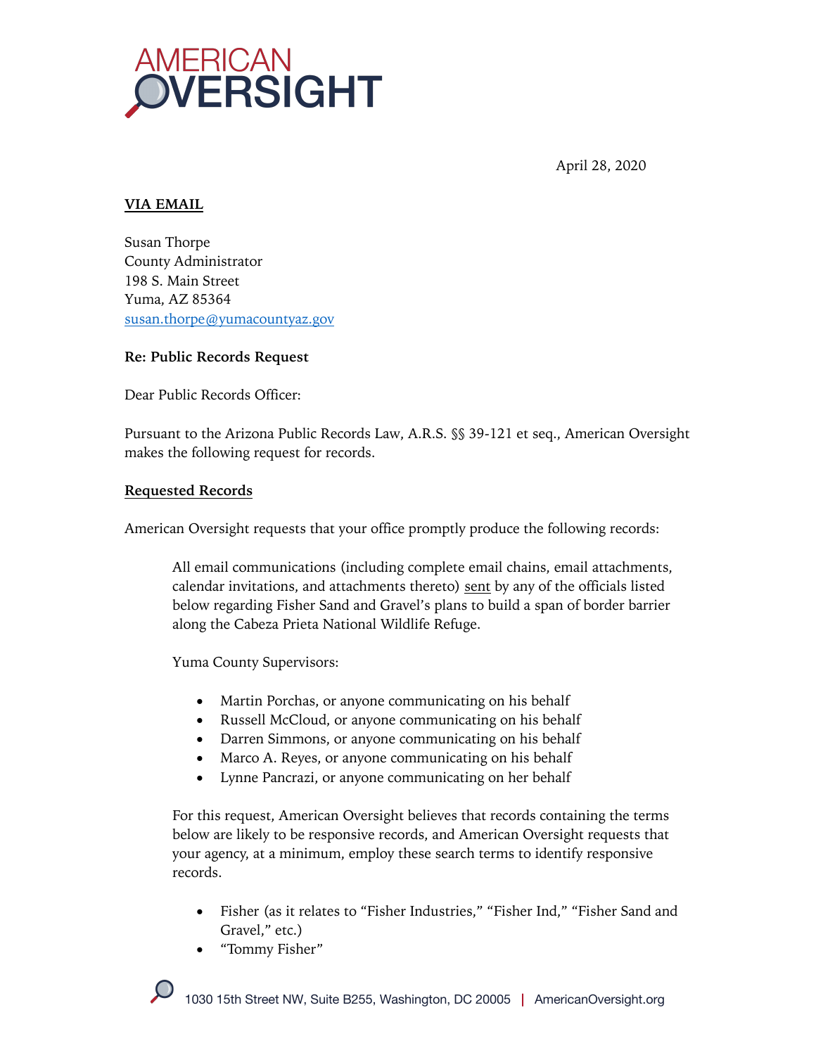# AMERICAN OVERSIGHT

April 28, 2020

**VIA EMAIL**

Susan Thorpe
County Administrator
198 S. Main Street
Yuma, AZ 85364
susan.thorpe@yumacountyaz.gov

**Re: Public Records Request**

Dear Public Records Officer:

Pursuant to the Arizona Public Records Law, A.R.S. §§ 39-121 et seq., American Oversight makes the following request for records.

**Requested Records**

American Oversight requests that your office promptly produce the following records:

> All email communications (including complete email chains, email attachments, calendar invitations, and attachments thereto) sent by any of the officials listed below regarding Fisher Sand and Gravel's plans to build a span of border barrier along the Cabeza Prieta National Wildlife Refuge.
>
> Yuma County Supervisors:
>
> - Martin Porchas, or anyone communicating on his behalf
> - Russell McCloud, or anyone communicating on his behalf
> - Darren Simmons, or anyone communicating on his behalf
> - Marco A. Reyes, or anyone communicating on his behalf
> - Lynne Pancrazi, or anyone communicating on her behalf
>
> For this request, American Oversight believes that records containing the terms below are likely to be responsive records, and American Oversight requests that your agency, at a minimum, employ these search terms to identify responsive records.
>
> - Fisher (as it relates to "Fisher Industries," "Fisher Ind," "Fisher Sand and Gravel," etc.)
> - "Tommy Fisher"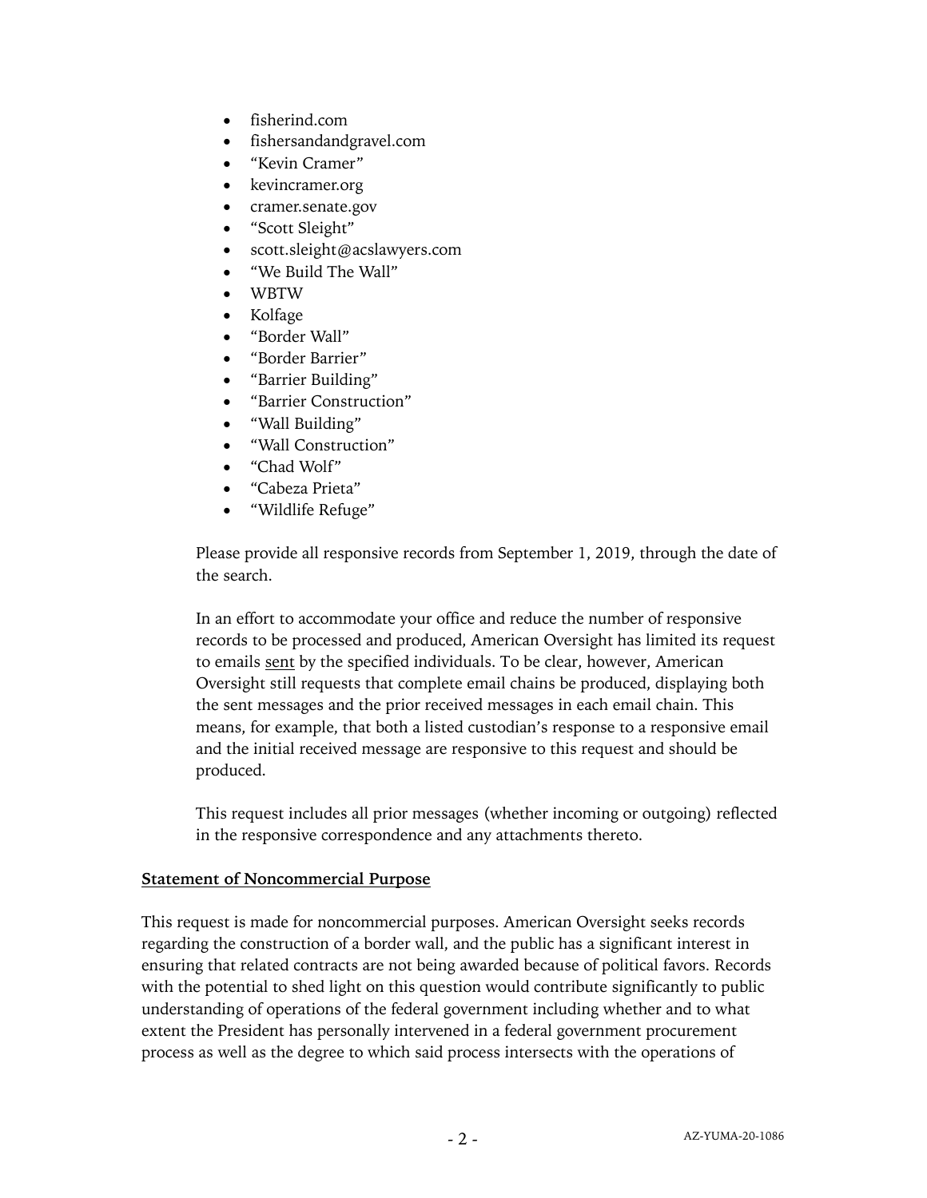- fisherind.com
- fishersandandgravel.com
- “Kevin Cramer”
- kevincramer.org
- cramer.senate.gov
- “Scott Sleight”
- scott.sleight@acslawyers.com
- “We Build The Wall”
- WBTW
- Kolfage
- “Border Wall”
- “Border Barrier”
- “Barrier Building”
- “Barrier Construction”
- “Wall Building”
- “Wall Construction”
- “Chad Wolf”
- “Cabeza Prieta”
- “Wildlife Refuge”

Please provide all responsive records from September 1, 2019, through the date of the search.

In an effort to accommodate your office and reduce the number of responsive records to be processed and produced, American Oversight has limited its request to emails sent by the specified individuals. To be clear, however, American Oversight still requests that complete email chains be produced, displaying both the sent messages and the prior received messages in each email chain. This means, for example, that both a listed custodian’s response to a responsive email and the initial received message are responsive to this request and should be produced.

This request includes all prior messages (whether incoming or outgoing) reflected in the responsive correspondence and any attachments thereto.

**Statement of Noncommercial Purpose**

This request is made for noncommercial purposes. American Oversight seeks records regarding the construction of a border wall, and the public has a significant interest in ensuring that related contracts are not being awarded because of political favors. Records with the potential to shed light on this question would contribute significantly to public understanding of operations of the federal government including whether and to what extent the President has personally intervened in a federal government procurement process as well as the degree to which said process intersects with the operations of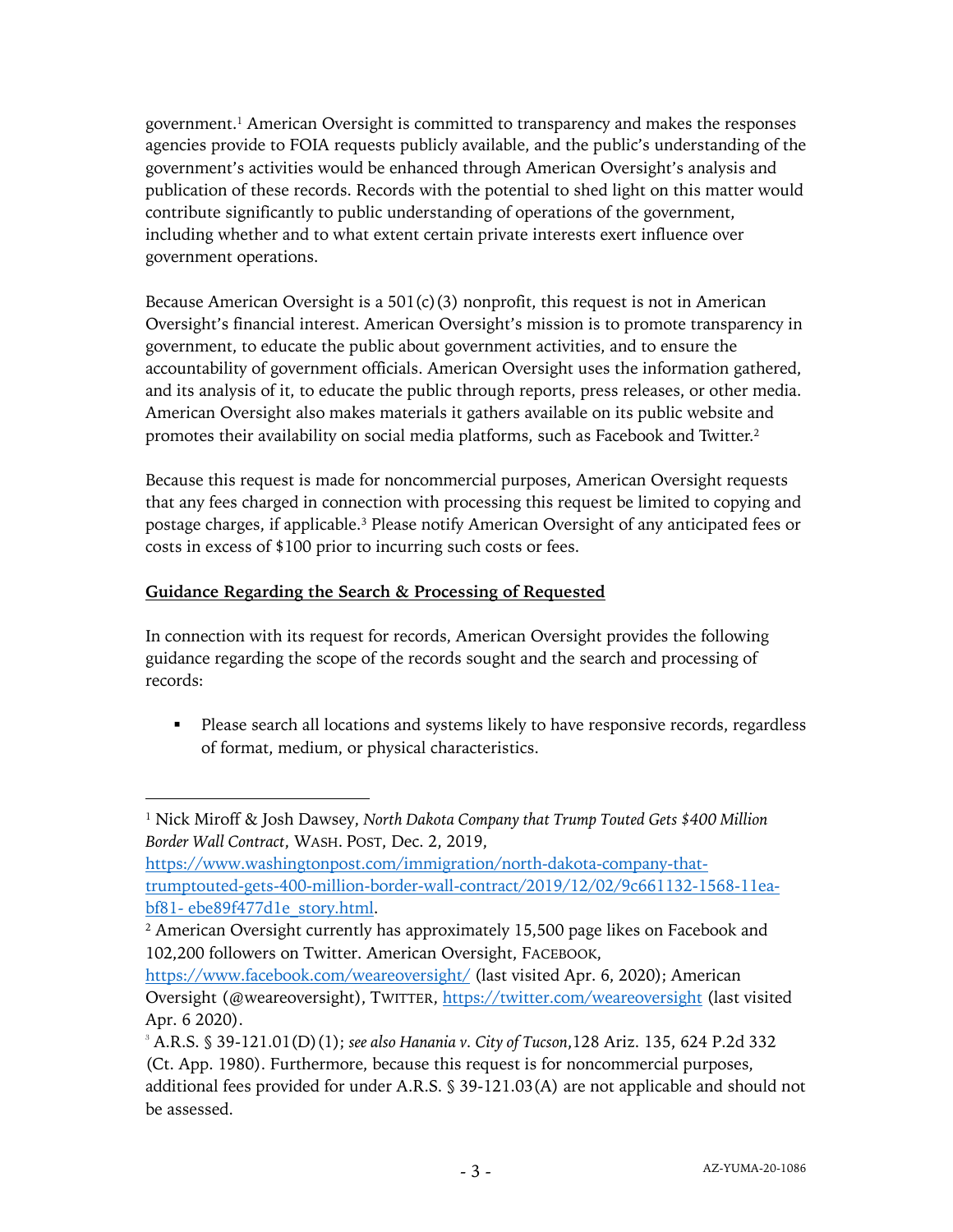government.[1] American Oversight is committed to transparency and makes the responses agencies provide to FOIA requests publicly available, and the public's understanding of the government's activities would be enhanced through American Oversight's analysis and publication of these records. Records with the potential to shed light on this matter would contribute significantly to public understanding of operations of the government, including whether and to what extent certain private interests exert influence over government operations.

Because American Oversight is a 501(c)(3) nonprofit, this request is not in American Oversight's financial interest. American Oversight's mission is to promote transparency in government, to educate the public about government activities, and to ensure the accountability of government officials. American Oversight uses the information gathered, and its analysis of it, to educate the public through reports, press releases, or other media. American Oversight also makes materials it gathers available on its public website and promotes their availability on social media platforms, such as Facebook and Twitter.[2]

Because this request is made for noncommercial purposes, American Oversight requests that any fees charged in connection with processing this request be limited to copying and postage charges, if applicable.[3] Please notify American Oversight of any anticipated fees or costs in excess of $100 prior to incurring such costs or fees.

**Guidance Regarding the Search & Processing of Requested**

In connection with its request for records, American Oversight provides the following guidance regarding the scope of the records sought and the search and processing of records:

- Please search all locations and systems likely to have responsive records, regardless of format, medium, or physical characteristics.

---

[1] Nick Miroff & Josh Dawsey, *North Dakota Company that Trump Touted Gets $400 Million Border Wall Contract*, WASH. POST, Dec. 2, 2019, https://www.washingtonpost.com/immigration/north-dakota-company-that-trumptouted-gets-400-million-border-wall-contract/2019/12/02/9c661132-1568-11ea-bf81- ebe89f477d1e_story.html.

[2] American Oversight currently has approximately 15,500 page likes on Facebook and 102,200 followers on Twitter. American Oversight, FACEBOOK, https://www.facebook.com/weareoversight/ (last visited Apr. 6, 2020); American Oversight (@weareoversight), TWITTER, https://twitter.com/weareoversight (last visited Apr. 6 2020).

[3] A.R.S. § 39-121.01(D)(1); *see also Hanania v. City of Tucson*,128 Ariz. 135, 624 P.2d 332 (Ct. App. 1980). Furthermore, because this request is for noncommercial purposes, additional fees provided for under A.R.S. § 39-121.03(A) are not applicable and should not be assessed.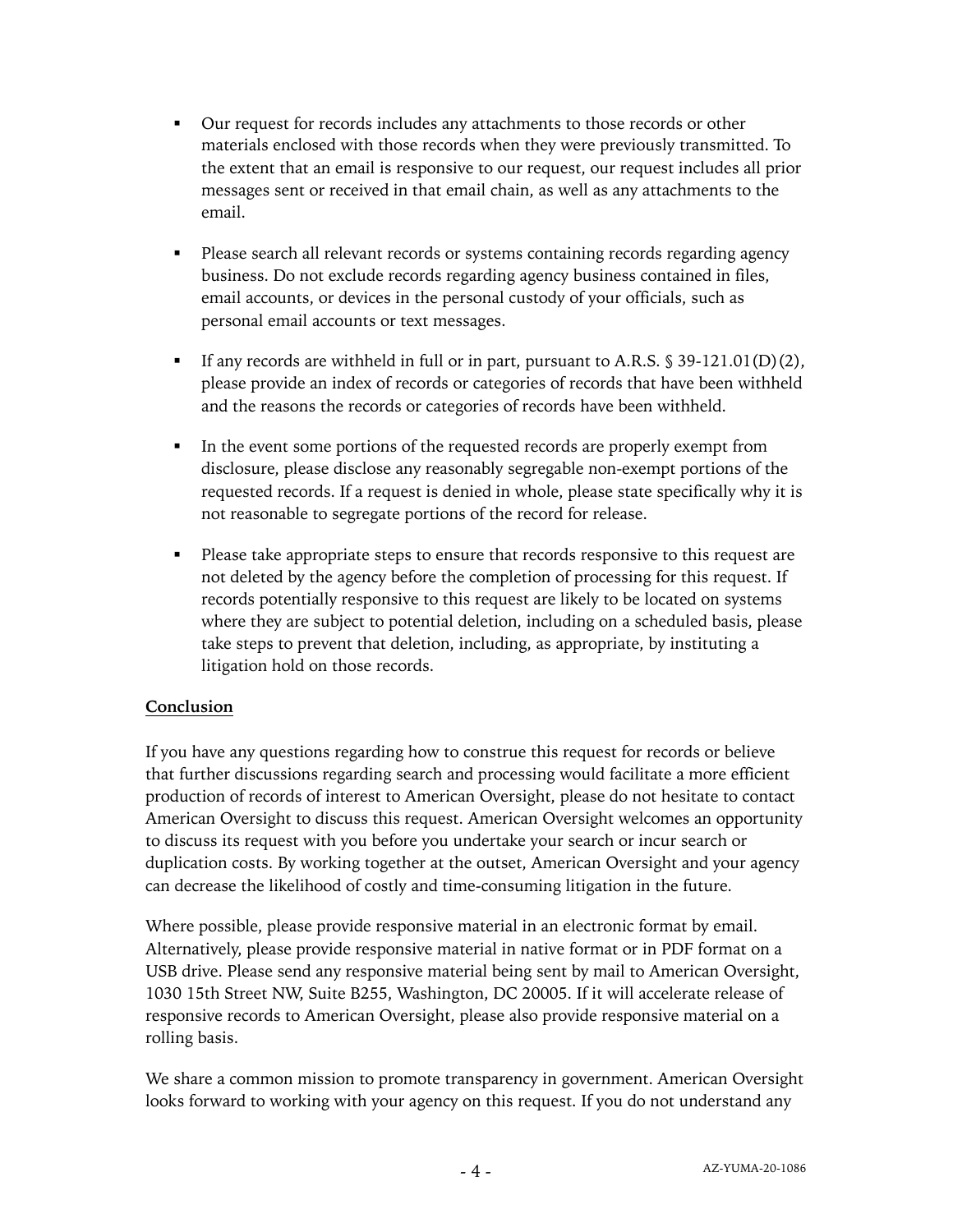- Our request for records includes any attachments to those records or other materials enclosed with those records when they were previously transmitted. To the extent that an email is responsive to our request, our request includes all prior messages sent or received in that email chain, as well as any attachments to the email.

- Please search all relevant records or systems containing records regarding agency business. Do not exclude records regarding agency business contained in files, email accounts, or devices in the personal custody of your officials, such as personal email accounts or text messages.

- If any records are withheld in full or in part, pursuant to A.R.S. § 39-121.01(D)(2), please provide an index of records or categories of records that have been withheld and the reasons the records or categories of records have been withheld.

- In the event some portions of the requested records are properly exempt from disclosure, please disclose any reasonably segregable non-exempt portions of the requested records. If a request is denied in whole, please state specifically why it is not reasonable to segregate portions of the record for release.

- Please take appropriate steps to ensure that records responsive to this request are not deleted by the agency before the completion of processing for this request. If records potentially responsive to this request are likely to be located on systems where they are subject to potential deletion, including on a scheduled basis, please take steps to prevent that deletion, including, as appropriate, by instituting a litigation hold on those records.

## Conclusion

If you have any questions regarding how to construe this request for records or believe that further discussions regarding search and processing would facilitate a more efficient production of records of interest to American Oversight, please do not hesitate to contact American Oversight to discuss this request. American Oversight welcomes an opportunity to discuss its request with you before you undertake your search or incur search or duplication costs. By working together at the outset, American Oversight and your agency can decrease the likelihood of costly and time-consuming litigation in the future.

Where possible, please provide responsive material in an electronic format by email. Alternatively, please provide responsive material in native format or in PDF format on a USB drive. Please send any responsive material being sent by mail to American Oversight, 1030 15th Street NW, Suite B255, Washington, DC 20005. If it will accelerate release of responsive records to American Oversight, please also provide responsive material on a rolling basis.

We share a common mission to promote transparency in government. American Oversight looks forward to working with your agency on this request. If you do not understand any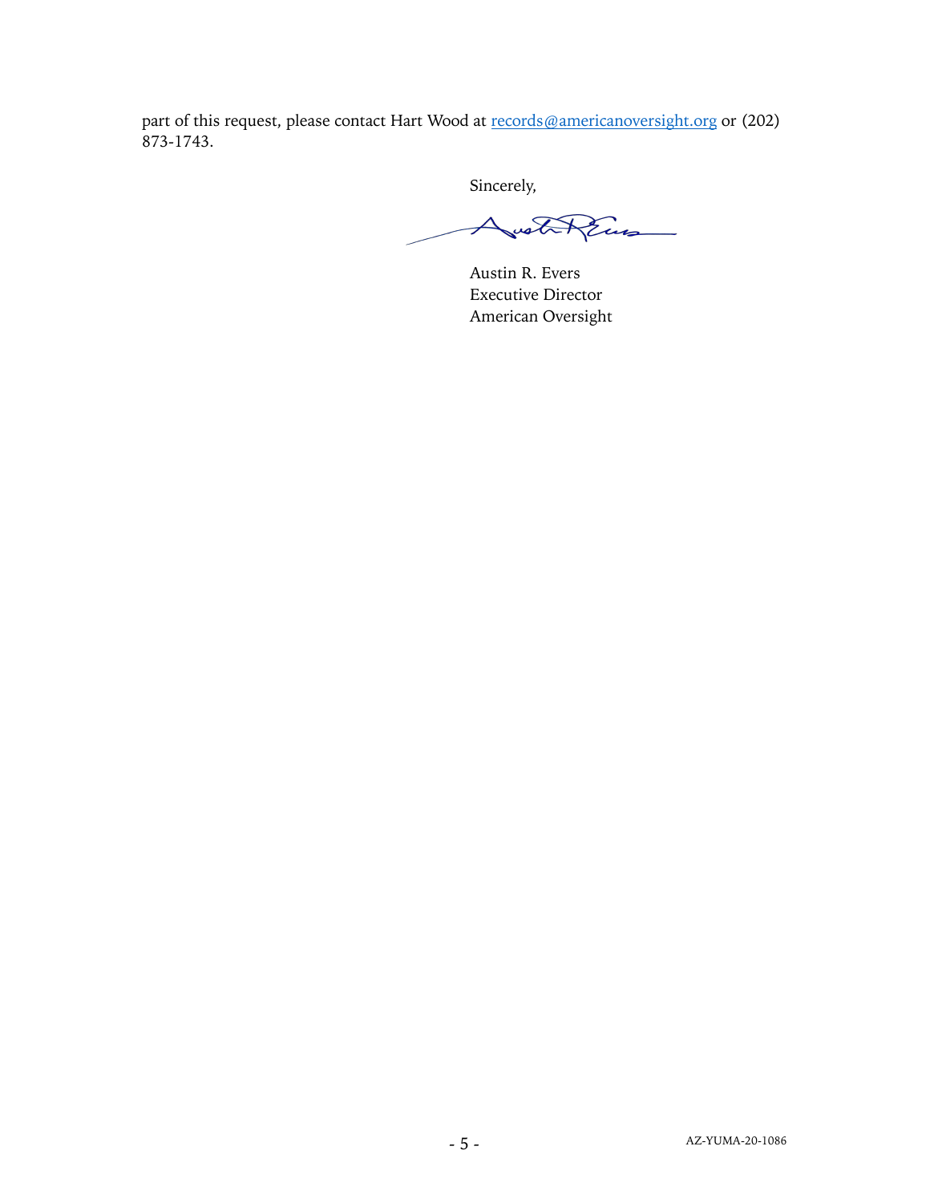part of this request, please contact Hart Wood at records@americanoversight.org or (202) 873-1743.

Sincerely,

Austin R. Evers
Executive Director
American Oversight